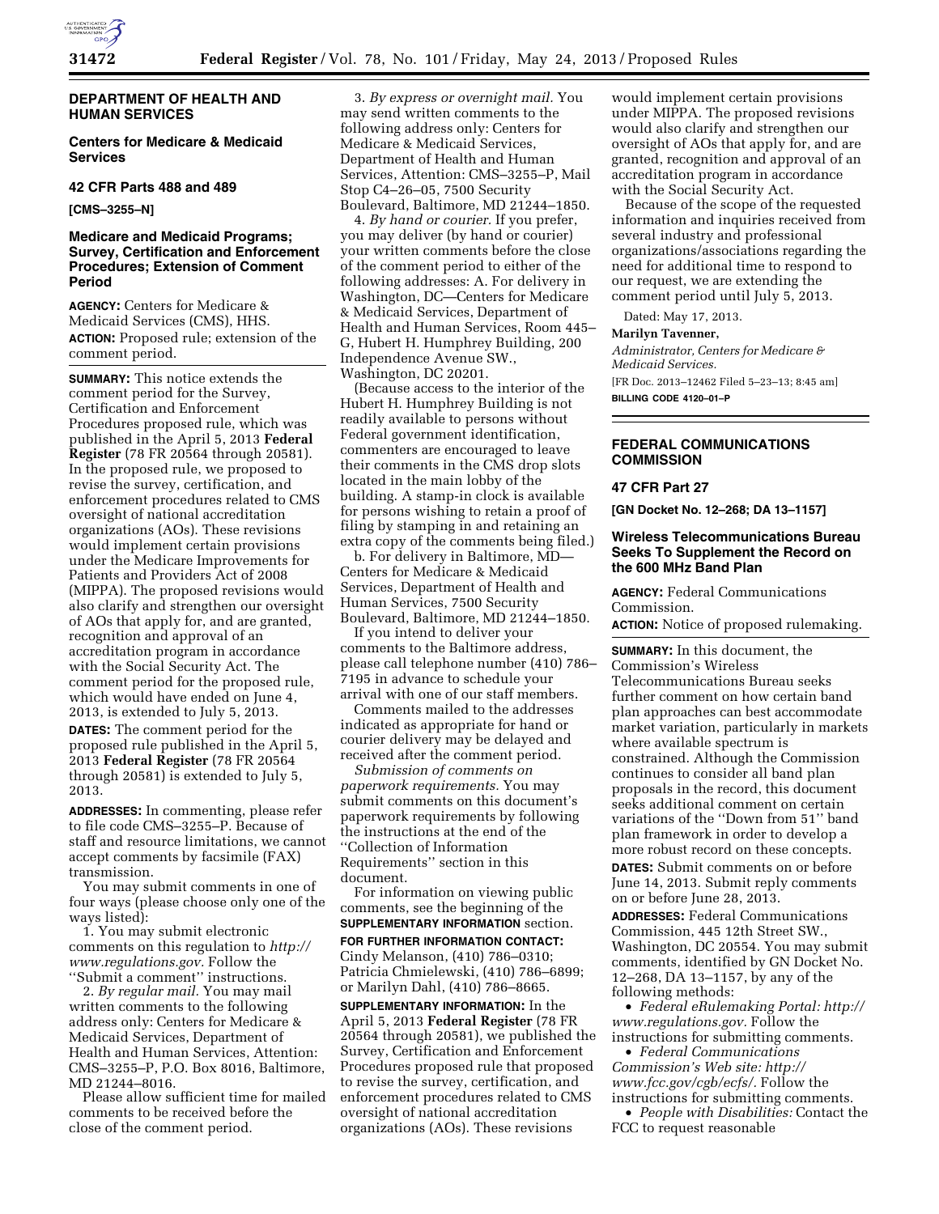## DEPARTMENT OF HEALTH AND HUMAN SERVICES

### Centers for Medicare & Medicaid Services

### 42 CFR Parts 488 and 489

**[CMS–3255–N]**

### Medicare and Medicaid Programs; Survey, Certification and Enforcement Procedures; Extension of Comment Period

**AGENCY:** Centers for Medicare & Medicaid Services (CMS), HHS.

**ACTION:** Proposed rule; extension of the comment period.

**SUMMARY:** This notice extends the comment period for the Survey, Certification and Enforcement Procedures proposed rule, which was published in the April 5, 2013 **Federal Register** (78 FR 20564 through 20581). In the proposed rule, we proposed to revise the survey, certification, and enforcement procedures related to CMS oversight of national accreditation organizations (AOs). These revisions would implement certain provisions under the Medicare Improvements for Patients and Providers Act of 2008 (MIPPA). The proposed revisions would also clarify and strengthen our oversight of AOs that apply for, and are granted, recognition and approval of an accreditation program in accordance with the Social Security Act. The comment period for the proposed rule, which would have ended on June 4, 2013, is extended to July 5, 2013.

**DATES:** The comment period for the proposed rule published in the April 5, 2013 **Federal Register** (78 FR 20564 through 20581) is extended to July 5, 2013.

**ADDRESSES:** In commenting, please refer to file code CMS–3255–P. Because of staff and resource limitations, we cannot accept comments by facsimile (FAX) transmission.

You may submit comments in one of four ways (please choose only one of the ways listed):

1. You may submit electronic comments on this regulation to *http://www.regulations.gov.* Follow the ''Submit a comment'' instructions.

2. *By regular mail.* You may mail written comments to the following address only: Centers for Medicare & Medicaid Services, Department of Health and Human Services, Attention: CMS–3255–P, P.O. Box 8016, Baltimore, MD 21244–8016.

Please allow sufficient time for mailed comments to be received before the close of the comment period.

3. *By express or overnight mail.* You may send written comments to the following address only: Centers for Medicare & Medicaid Services, Department of Health and Human Services, Attention: CMS–3255–P, Mail Stop C4–26–05, 7500 Security Boulevard, Baltimore, MD 21244–1850.

4. *By hand or courier.* If you prefer, you may deliver (by hand or courier) your written comments before the close of the comment period to either of the following addresses: A. For delivery in Washington, DC—Centers for Medicare & Medicaid Services, Department of Health and Human Services, Room 445–G, Hubert H. Humphrey Building, 200 Independence Avenue SW., Washington, DC 20201.

(Because access to the interior of the Hubert H. Humphrey Building is not readily available to persons without Federal government identification, commenters are encouraged to leave their comments in the CMS drop slots located in the main lobby of the building. A stamp-in clock is available for persons wishing to retain a proof of filing by stamping in and retaining an extra copy of the comments being filed.)

b. For delivery in Baltimore, MD—Centers for Medicare & Medicaid Services, Department of Health and Human Services, 7500 Security Boulevard, Baltimore, MD 21244–1850.

If you intend to deliver your comments to the Baltimore address, please call telephone number (410) 786–7195 in advance to schedule your arrival with one of our staff members.

Comments mailed to the addresses indicated as appropriate for hand or courier delivery may be delayed and received after the comment period.

*Submission of comments on paperwork requirements.* You may submit comments on this document's paperwork requirements by following the instructions at the end of the ''Collection of Information Requirements'' section in this document.

For information on viewing public comments, see the beginning of the **SUPPLEMENTARY INFORMATION** section.

**FOR FURTHER INFORMATION CONTACT:** Cindy Melanson, (410) 786–0310; Patricia Chmielewski, (410) 786–6899; or Marilyn Dahl, (410) 786–8665.

**SUPPLEMENTARY INFORMATION:** In the April 5, 2013 **Federal Register** (78 FR 20564 through 20581), we published the Survey, Certification and Enforcement Procedures proposed rule that proposed to revise the survey, certification, and enforcement procedures related to CMS oversight of national accreditation organizations (AOs). These revisions would implement certain provisions under MIPPA. The proposed revisions would also clarify and strengthen our oversight of AOs that apply for, and are granted, recognition and approval of an accreditation program in accordance with the Social Security Act.

Because of the scope of the requested information and inquiries received from several industry and professional organizations/associations regarding the need for additional time to respond to our request, we are extending the comment period until July 5, 2013.

Dated: May 17, 2013.

**Marilyn Tavenner,**

*Administrator, Centers for Medicare & Medicaid Services.*

[FR Doc. 2013–12462 Filed 5–23–13; 8:45 am]

**BILLING CODE 4120–01–P**

---

## FEDERAL COMMUNICATIONS COMMISSION

### 47 CFR Part 27

**[GN Docket No. 12–268; DA 13–1157]**

### Wireless Telecommunications Bureau Seeks To Supplement the Record on the 600 MHz Band Plan

**AGENCY:** Federal Communications Commission.

**ACTION:** Notice of proposed rulemaking.

**SUMMARY:** In this document, the Commission's Wireless Telecommunications Bureau seeks further comment on how certain band plan approaches can best accommodate market variation, particularly in markets where available spectrum is constrained. Although the Commission continues to consider all band plan proposals in the record, this document seeks additional comment on certain variations of the ''Down from 51'' band plan framework in order to develop a more robust record on these concepts.

**DATES:** Submit comments on or before June 14, 2013. Submit reply comments on or before June 28, 2013.

**ADDRESSES:** Federal Communications Commission, 445 12th Street SW., Washington, DC 20554. You may submit comments, identified by GN Docket No. 12–268, DA 13–1157, by any of the following methods:

- *Federal eRulemaking Portal: http://www.regulations.gov.* Follow the instructions for submitting comments.
- *Federal Communications Commission's Web site: http://www.fcc.gov/cgb/ecfs/.* Follow the instructions for submitting comments.
- *People with Disabilities:* Contact the FCC to request reasonable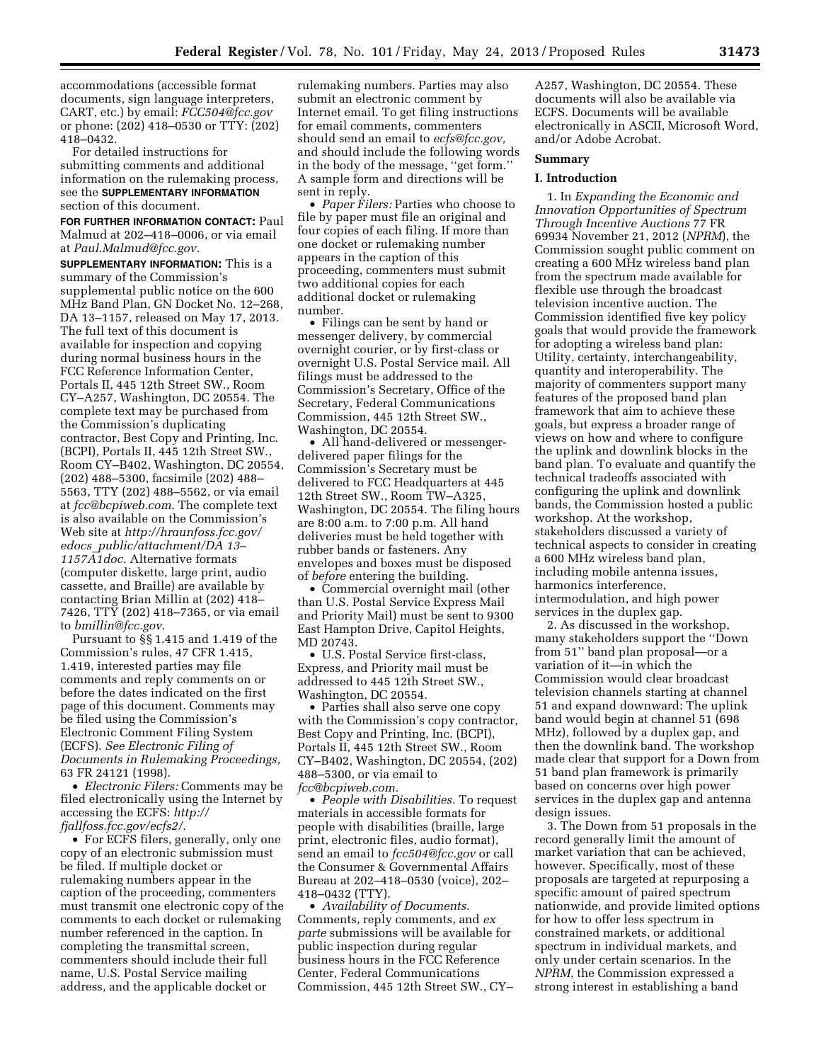accommodations (accessible format documents, sign language interpreters, CART, etc.) by email: *FCC504@fcc.gov* or phone: (202) 418–0530 or TTY: (202) 418–0432.

For detailed instructions for submitting comments and additional information on the rulemaking process, see the **SUPPLEMENTARY INFORMATION** section of this document.

**FOR FURTHER INFORMATION CONTACT:** Paul Malmud at 202–418–0006, or via email at *Paul.Malmud@fcc.gov.*

**SUPPLEMENTARY INFORMATION:** This is a summary of the Commission's supplemental public notice on the 600 MHz Band Plan, GN Docket No. 12–268, DA 13–1157, released on May 17, 2013. The full text of this document is available for inspection and copying during normal business hours in the FCC Reference Information Center, Portals II, 445 12th Street SW., Room CY–A257, Washington, DC 20554. The complete text may be purchased from the Commission's duplicating contractor, Best Copy and Printing, Inc. (BCPI), Portals II, 445 12th Street SW., Room CY–B402, Washington, DC 20554, (202) 488–5300, facsimile (202) 488–5563, TTY (202) 488–5562, or via email at *fcc@bcpiweb.com.* The complete text is also available on the Commission's Web site at *http://hraunfoss.fcc.gov/edocs_public/attachment/DA 13–1157A1doc.* Alternative formats (computer diskette, large print, audio cassette, and Braille) are available by contacting Brian Millin at (202) 418–7426, TTY (202) 418–7365, or via email to *bmillin@fcc.gov.*

Pursuant to §§ 1.415 and 1.419 of the Commission's rules, 47 CFR 1.415, 1.419, interested parties may file comments and reply comments on or before the dates indicated on the first page of this document. Comments may be filed using the Commission's Electronic Comment Filing System (ECFS). *See Electronic Filing of Documents in Rulemaking Proceedings,* 63 FR 24121 (1998).

- *Electronic Filers:* Comments may be filed electronically using the Internet by accessing the ECFS: *http://fjallfoss.fcc.gov/ecfs2/.*
- For ECFS filers, generally, only one copy of an electronic submission must be filed. If multiple docket or rulemaking numbers appear in the caption of the proceeding, commenters must transmit one electronic copy of the comments to each docket or rulemaking number referenced in the caption. In completing the transmittal screen, commenters should include their full name, U.S. Postal Service mailing address, and the applicable docket or rulemaking numbers. Parties may also submit an electronic comment by Internet email. To get filing instructions for email comments, commenters should send an email to *ecfs@fcc.gov,* and should include the following words in the body of the message, "get form." A sample form and directions will be sent in reply.
- *Paper Filers:* Parties who choose to file by paper must file an original and four copies of each filing. If more than one docket or rulemaking number appears in the caption of this proceeding, commenters must submit two additional copies for each additional docket or rulemaking number.
- Filings can be sent by hand or messenger delivery, by commercial overnight courier, or by first-class or overnight U.S. Postal Service mail. All filings must be addressed to the Commission's Secretary, Office of the Secretary, Federal Communications Commission, 445 12th Street SW., Washington, DC 20554.
- All hand-delivered or messenger-delivered paper filings for the Commission's Secretary must be delivered to FCC Headquarters at 445 12th Street SW., Room TW–A325, Washington, DC 20554. The filing hours are 8:00 a.m. to 7:00 p.m. All hand deliveries must be held together with rubber bands or fasteners. Any envelopes and boxes must be disposed of *before* entering the building.
- Commercial overnight mail (other than U.S. Postal Service Express Mail and Priority Mail) must be sent to 9300 East Hampton Drive, Capitol Heights, MD 20743.
- U.S. Postal Service first-class, Express, and Priority mail must be addressed to 445 12th Street SW., Washington, DC 20554.
- Parties shall also serve one copy with the Commission's copy contractor, Best Copy and Printing, Inc. (BCPI), Portals II, 445 12th Street SW., Room CY–B402, Washington, DC 20554, (202) 488–5300, or via email to *fcc@bcpiweb.com.*
- *People with Disabilities.* To request materials in accessible formats for people with disabilities (braille, large print, electronic files, audio format), send an email to *fcc504@fcc.gov* or call the Consumer & Governmental Affairs Bureau at 202–418–0530 (voice), 202–418–0432 (TTY).
- *Availability of Documents.* Comments, reply comments, and *ex parte* submissions will be available for public inspection during regular business hours in the FCC Reference Center, Federal Communications Commission, 445 12th Street SW., CY–A257, Washington, DC 20554. These documents will also be available via ECFS. Documents will be available electronically in ASCII, Microsoft Word, and/or Adobe Acrobat.

**Summary**

**I. Introduction**

1. In *Expanding the Economic and Innovation Opportunities of Spectrum Through Incentive Auctions* 77 FR 69934 November 21, 2012 (*NPRM*), the Commission sought public comment on creating a 600 MHz wireless band plan from the spectrum made available for flexible use through the broadcast television incentive auction. The Commission identified five key policy goals that would provide the framework for adopting a wireless band plan: Utility, certainty, interchangeability, quantity and interoperability. The majority of commenters support many features of the proposed band plan framework that aim to achieve these goals, but express a broader range of views on how and where to configure the uplink and downlink blocks in the band plan. To evaluate and quantify the technical tradeoffs associated with configuring the uplink and downlink bands, the Commission hosted a public workshop. At the workshop, stakeholders discussed a variety of technical aspects to consider in creating a 600 MHz wireless band plan, including mobile antenna issues, harmonics interference, intermodulation, and high power services in the duplex gap.

2. As discussed in the workshop, many stakeholders support the "Down from 51" band plan proposal—or a variation of it—in which the Commission would clear broadcast television channels starting at channel 51 and expand downward: The uplink band would begin at channel 51 (698 MHz), followed by a duplex gap, and then the downlink band. The workshop made clear that support for a Down from 51 band plan framework is primarily based on concerns over high power services in the duplex gap and antenna design issues.

3. The Down from 51 proposals in the record generally limit the amount of market variation that can be achieved, however. Specifically, most of these proposals are targeted at repurposing a specific amount of paired spectrum nationwide, and provide limited options for how to offer less spectrum in constrained markets, or additional spectrum in individual markets, and only under certain scenarios. In the *NPRM,* the Commission expressed a strong interest in establishing a band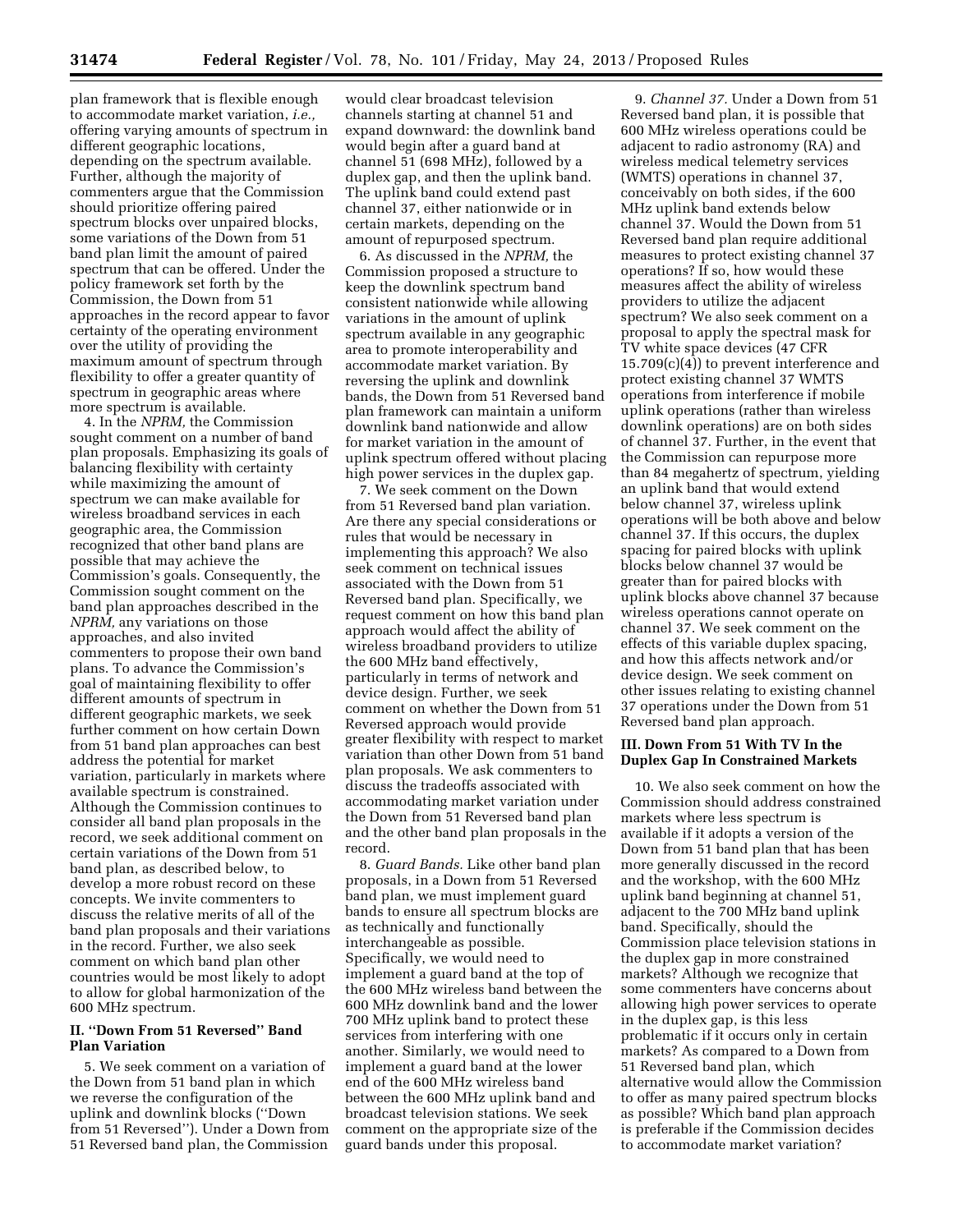plan framework that is flexible enough to accommodate market variation, *i.e.,* offering varying amounts of spectrum in different geographic locations, depending on the spectrum available. Further, although the majority of commenters argue that the Commission should prioritize offering paired spectrum blocks over unpaired blocks, some variations of the Down from 51 band plan limit the amount of paired spectrum that can be offered. Under the policy framework set forth by the Commission, the Down from 51 approaches in the record appear to favor certainty of the operating environment over the utility of providing the maximum amount of spectrum through flexibility to offer a greater quantity of spectrum in geographic areas where more spectrum is available.

4. In the *NPRM,* the Commission sought comment on a number of band plan proposals. Emphasizing its goals of balancing flexibility with certainty while maximizing the amount of spectrum we can make available for wireless broadband services in each geographic area, the Commission recognized that other band plans are possible that may achieve the Commission's goals. Consequently, the Commission sought comment on the band plan approaches described in the *NPRM,* any variations on those approaches, and also invited commenters to propose their own band plans. To advance the Commission's goal of maintaining flexibility to offer different amounts of spectrum in different geographic markets, we seek further comment on how certain Down from 51 band plan approaches can best address the potential for market variation, particularly in markets where available spectrum is constrained. Although the Commission continues to consider all band plan proposals in the record, we seek additional comment on certain variations of the Down from 51 band plan, as described below, to develop a more robust record on these concepts. We invite commenters to discuss the relative merits of all of the band plan proposals and their variations in the record. Further, we also seek comment on which band plan other countries would be most likely to adopt to allow for global harmonization of the 600 MHz spectrum.

## II. ''Down From 51 Reversed'' Band Plan Variation

5. We seek comment on a variation of the Down from 51 band plan in which we reverse the configuration of the uplink and downlink blocks (''Down from 51 Reversed''). Under a Down from 51 Reversed band plan, the Commission would clear broadcast television channels starting at channel 51 and expand downward: the downlink band would begin after a guard band at channel 51 (698 MHz), followed by a duplex gap, and then the uplink band. The uplink band could extend past channel 37, either nationwide or in certain markets, depending on the amount of repurposed spectrum.

6. As discussed in the *NPRM,* the Commission proposed a structure to keep the downlink spectrum band consistent nationwide while allowing variations in the amount of uplink spectrum available in any geographic area to promote interoperability and accommodate market variation. By reversing the uplink and downlink bands, the Down from 51 Reversed band plan framework can maintain a uniform downlink band nationwide and allow for market variation in the amount of uplink spectrum offered without placing high power services in the duplex gap.

7. We seek comment on the Down from 51 Reversed band plan variation. Are there any special considerations or rules that would be necessary in implementing this approach? We also seek comment on technical issues associated with the Down from 51 Reversed band plan. Specifically, we request comment on how this band plan approach would affect the ability of wireless broadband providers to utilize the 600 MHz band effectively, particularly in terms of network and device design. Further, we seek comment on whether the Down from 51 Reversed approach would provide greater flexibility with respect to market variation than other Down from 51 band plan proposals. We ask commenters to discuss the tradeoffs associated with accommodating market variation under the Down from 51 Reversed band plan and the other band plan proposals in the record.

8. *Guard Bands.* Like other band plan proposals, in a Down from 51 Reversed band plan, we must implement guard bands to ensure all spectrum blocks are as technically and functionally interchangeable as possible. Specifically, we would need to implement a guard band at the top of the 600 MHz wireless band between the 600 MHz downlink band and the lower 700 MHz uplink band to protect these services from interfering with one another. Similarly, we would need to implement a guard band at the lower end of the 600 MHz wireless band between the 600 MHz uplink band and broadcast television stations. We seek comment on the appropriate size of the guard bands under this proposal.

9. *Channel 37.* Under a Down from 51 Reversed band plan, it is possible that 600 MHz wireless operations could be adjacent to radio astronomy (RA) and wireless medical telemetry services (WMTS) operations in channel 37, conceivably on both sides, if the 600 MHz uplink band extends below channel 37. Would the Down from 51 Reversed band plan require additional measures to protect existing channel 37 operations? If so, how would these measures affect the ability of wireless providers to utilize the adjacent spectrum? We also seek comment on a proposal to apply the spectral mask for TV white space devices (47 CFR 15.709(c)(4)) to prevent interference and protect existing channel 37 WMTS operations from interference if mobile uplink operations (rather than wireless downlink operations) are on both sides of channel 37. Further, in the event that the Commission can repurpose more than 84 megahertz of spectrum, yielding an uplink band that would extend below channel 37, wireless uplink operations will be both above and below channel 37. If this occurs, the duplex spacing for paired blocks with uplink blocks below channel 37 would be greater than for paired blocks with uplink blocks above channel 37 because wireless operations cannot operate on channel 37. We seek comment on the effects of this variable duplex spacing, and how this affects network and/or device design. We seek comment on other issues relating to existing channel 37 operations under the Down from 51 Reversed band plan approach.

## III. Down From 51 With TV In the Duplex Gap In Constrained Markets

10. We also seek comment on how the Commission should address constrained markets where less spectrum is available if it adopts a version of the Down from 51 band plan that has been more generally discussed in the record and the workshop, with the 600 MHz uplink band beginning at channel 51, adjacent to the 700 MHz band uplink band. Specifically, should the Commission place television stations in the duplex gap in more constrained markets? Although we recognize that some commenters have concerns about allowing high power services to operate in the duplex gap, is this less problematic if it occurs only in certain markets? As compared to a Down from 51 Reversed band plan, which alternative would allow the Commission to offer as many paired spectrum blocks as possible? Which band plan approach is preferable if the Commission decides to accommodate market variation?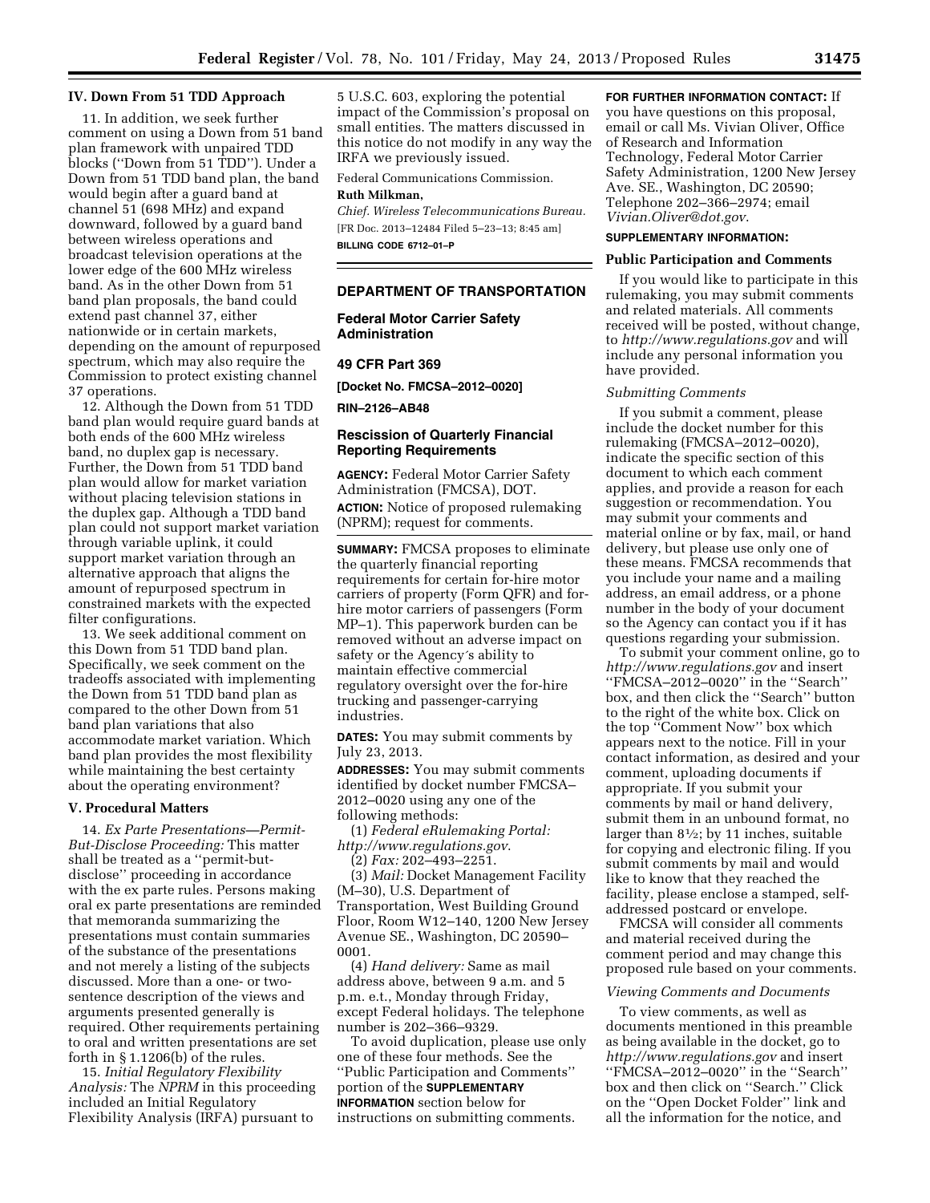### IV. Down From 51 TDD Approach

11. In addition, we seek further comment on using a Down from 51 band plan framework with unpaired TDD blocks (''Down from 51 TDD''). Under a Down from 51 TDD band plan, the band would begin after a guard band at channel 51 (698 MHz) and expand downward, followed by a guard band between wireless operations and broadcast television operations at the lower edge of the 600 MHz wireless band. As in the other Down from 51 band plan proposals, the band could extend past channel 37, either nationwide or in certain markets, depending on the amount of repurposed spectrum, which may also require the Commission to protect existing channel 37 operations.

12. Although the Down from 51 TDD band plan would require guard bands at both ends of the 600 MHz wireless band, no duplex gap is necessary. Further, the Down from 51 TDD band plan would allow for market variation without placing television stations in the duplex gap. Although a TDD band plan could not support market variation through variable uplink, it could support market variation through an alternative approach that aligns the amount of repurposed spectrum in constrained markets with the expected filter configurations.

13. We seek additional comment on this Down from 51 TDD band plan. Specifically, we seek comment on the tradeoffs associated with implementing the Down from 51 TDD band plan as compared to the other Down from 51 band plan variations that also accommodate market variation. Which band plan provides the most flexibility while maintaining the best certainty about the operating environment?

### V. Procedural Matters

14. *Ex Parte Presentations—Permit-But-Disclose Proceeding:* This matter shall be treated as a ''permit-but-disclose'' proceeding in accordance with the ex parte rules. Persons making oral ex parte presentations are reminded that memoranda summarizing the presentations must contain summaries of the substance of the presentations and not merely a listing of the subjects discussed. More than a one- or two-sentence description of the views and arguments presented generally is required. Other requirements pertaining to oral and written presentations are set forth in § 1.1206(b) of the rules.

15. *Initial Regulatory Flexibility Analysis:* The *NPRM* in this proceeding included an Initial Regulatory Flexibility Analysis (IRFA) pursuant to 5 U.S.C. 603, exploring the potential impact of the Commission's proposal on small entities. The matters discussed in this notice do not modify in any way the IRFA we previously issued.

Federal Communications Commission.

**Ruth Milkman,**

*Chief, Wireless Telecommunications Bureau.*

[FR Doc. 2013–12484 Filed 5–23–13; 8:45 am]

**BILLING CODE 6712–01–P**

## DEPARTMENT OF TRANSPORTATION

### Federal Motor Carrier Safety Administration

### 49 CFR Part 369

**[Docket No. FMCSA–2012–0020]**

**RIN–2126–AB48**

### Rescission of Quarterly Financial Reporting Requirements

**AGENCY:** Federal Motor Carrier Safety Administration (FMCSA), DOT.

**ACTION:** Notice of proposed rulemaking (NPRM); request for comments.

**SUMMARY:** FMCSA proposes to eliminate the quarterly financial reporting requirements for certain for-hire motor carriers of property (Form QFR) and for-hire motor carriers of passengers (Form MP–1). This paperwork burden can be removed without an adverse impact on safety or the Agency's ability to maintain effective commercial regulatory oversight over the for-hire trucking and passenger-carrying industries.

**DATES:** You may submit comments by July 23, 2013.

**ADDRESSES:** You may submit comments identified by docket number FMCSA–2012–0020 using any one of the following methods:

(1) *Federal eRulemaking Portal: http://www.regulations.gov.*

(2) *Fax:* 202–493–2251.

(3) *Mail:* Docket Management Facility (M–30), U.S. Department of Transportation, West Building Ground Floor, Room W12–140, 1200 New Jersey Avenue SE., Washington, DC 20590–0001.

(4) *Hand delivery:* Same as mail address above, between 9 a.m. and 5 p.m. e.t., Monday through Friday, except Federal holidays. The telephone number is 202–366–9329.

To avoid duplication, please use only one of these four methods. See the ''Public Participation and Comments'' portion of the **SUPPLEMENTARY INFORMATION** section below for instructions on submitting comments.

**FOR FURTHER INFORMATION CONTACT:** If you have questions on this proposal, email or call Ms. Vivian Oliver, Office of Research and Information Technology, Federal Motor Carrier Safety Administration, 1200 New Jersey Ave. SE., Washington, DC 20590; Telephone 202–366–2974; email *Vivian.Oliver@dot.gov.*

**SUPPLEMENTARY INFORMATION:**

### Public Participation and Comments

If you would like to participate in this rulemaking, you may submit comments and related materials. All comments received will be posted, without change, to *http://www.regulations.gov* and will include any personal information you have provided.

#### *Submitting Comments*

If you submit a comment, please include the docket number for this rulemaking (FMCSA–2012–0020), indicate the specific section of this document to which each comment applies, and provide a reason for each suggestion or recommendation. You may submit your comments and material online or by fax, mail, or hand delivery, but please use only one of these means. FMCSA recommends that you include your name and a mailing address, an email address, or a phone number in the body of your document so the Agency can contact you if it has questions regarding your submission.

To submit your comment online, go to *http://www.regulations.gov* and insert ''FMCSA–2012–0020'' in the ''Search'' box, and then click the ''Search'' button to the right of the white box. Click on the top ''Comment Now'' box which appears next to the notice. Fill in your contact information, as desired and your comment, uploading documents if appropriate. If you submit your comments by mail or hand delivery, submit them in an unbound format, no larger than 8½; by 11 inches, suitable for copying and electronic filing. If you submit comments by mail and would like to know that they reached the facility, please enclose a stamped, self-addressed postcard or envelope.

FMCSA will consider all comments and material received during the comment period and may change this proposed rule based on your comments.

#### *Viewing Comments and Documents*

To view comments, as well as documents mentioned in this preamble as being available in the docket, go to *http://www.regulations.gov* and insert ''FMCSA–2012–0020'' in the ''Search'' box and then click on ''Search.'' Click on the ''Open Docket Folder'' link and all the information for the notice, and